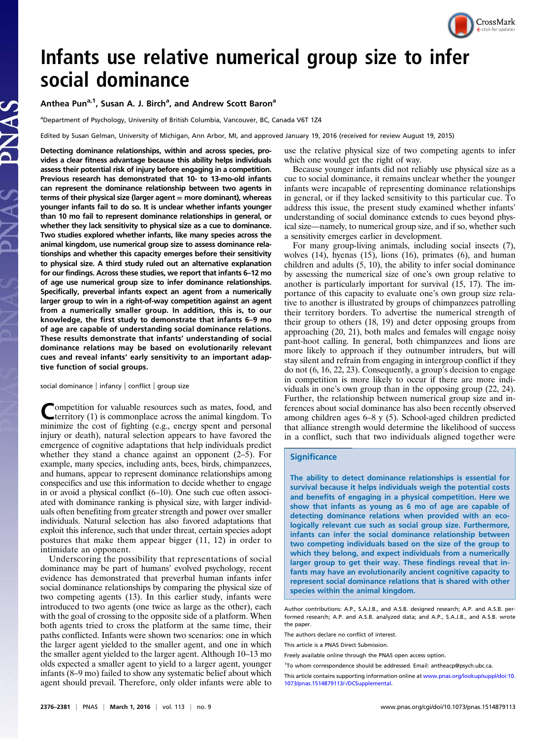# Infants use relative numerical group size to infer social dominance

Anthea Pun[a,1], Susan A. J. Birch[a], and Andrew Scott Baron[a]

[a]Department of Psychology, University of British Columbia, Vancouver, BC, Canada V6T 1Z4

Edited by Susan Gelman, University of Michigan, Ann Arbor, MI, and approved January 19, 2016 (received for review August 19, 2015)

**Detecting dominance relationships, within and across species, provides a clear fitness advantage because this ability helps individuals assess their potential risk of injury before engaging in a competition. Previous research has demonstrated that 10- to 13-mo-old infants can represent the dominance relationship between two agents in terms of their physical size (larger agent = more dominant), whereas younger infants fail to do so. It is unclear whether infants younger than 10 mo fail to represent dominance relationships in general, or whether they lack sensitivity to physical size as a cue to dominance. Two studies explored whether infants, like many species across the animal kingdom, use numerical group size to assess dominance relationships and whether this capacity emerges before their sensitivity to physical size. A third study ruled out an alternative explanation for our findings. Across these studies, we report that infants 6–12 mo of age use numerical group size to infer dominance relationships. Specifically, preverbal infants expect an agent from a numerically larger group to win in a right-of-way competition against an agent from a numerically smaller group. In addition, this is, to our knowledge, the first study to demonstrate that infants 6–9 mo of age are capable of understanding social dominance relations. These results demonstrate that infants' understanding of social dominance relations may be based on evolutionarily relevant cues and reveal infants' early sensitivity to an important adaptive function of social groups.**

social dominance | infancy | conflict | group size

Competition for valuable resources such as mates, food, and territory (1) is commonplace across the animal kingdom. To minimize the cost of fighting (e.g., energy spent and personal injury or death), natural selection appears to have favored the emergence of cognitive adaptations that help individuals predict whether they stand a chance against an opponent (2–5). For example, many species, including ants, bees, birds, chimpanzees, and humans, appear to represent dominance relationships among conspecifics and use this information to decide whether to engage in or avoid a physical conflict (6–10). One such cue often associated with dominance ranking is physical size, with larger individuals often benefiting from greater strength and power over smaller individuals. Natural selection has also favored adaptations that exploit this inference, such that under threat, certain species adopt postures that make them appear bigger (11, 12) in order to intimidate an opponent.

Underscoring the possibility that representations of social dominance may be part of humans' evolved psychology, recent evidence has demonstrated that preverbal human infants infer social dominance relationships by comparing the physical size of two competing agents (13). In this earlier study, infants were introduced to two agents (one twice as large as the other), each with the goal of crossing to the opposite side of a platform. When both agents tried to cross the platform at the same time, their paths conflicted. Infants were shown two scenarios: one in which the larger agent yielded to the smaller agent, and one in which the smaller agent yielded to the larger agent. Although 10–13 mo olds expected a smaller agent to yield to a larger agent, younger infants (8–9 mo) failed to show any systematic belief about which agent should prevail. Therefore, only older infants were able to use the relative physical size of two competing agents to infer which one would get the right of way.

Because younger infants did not reliably use physical size as a cue to social dominance, it remains unclear whether the younger infants were incapable of representing dominance relationships in general, or if they lacked sensitivity to this particular cue. To address this issue, the present study examined whether infants' understanding of social dominance extends to cues beyond physical size—namely, to numerical group size, and if so, whether such a sensitivity emerges earlier in development.

For many group-living animals, including social insects (7), wolves (14), hyenas (15), lions (16), primates (6), and human children and adults (5, 10), the ability to infer social dominance by assessing the numerical size of one's own group relative to another is particularly important for survival (15, 17). The importance of this capacity to evaluate one's own group size relative to another is illustrated by groups of chimpanzees patrolling their territory borders. To advertise the numerical strength of their group to others (18, 19) and deter opposing groups from approaching (20, 21), both males and females will engage noisy pant-hoot calling. In general, both chimpanzees and lions are more likely to approach if they outnumber intruders, but will stay silent and refrain from engaging in intergroup conflict if they do not (6, 16, 22, 23). Consequently, a group's decision to engage in competition is more likely to occur if there are more individuals in one's own group than in the opposing group (22, 24). Further, the relationship between numerical group size and inferences about social dominance has also been recently observed among children ages 6–8 y (5). School-aged children predicted that alliance strength would determine the likelihood of success in a conflict, such that two individuals aligned together were

## Significance

The ability to detect dominance relationships is essential for survival because it helps individuals weigh the potential costs and benefits of engaging in a physical competition. Here we show that infants as young as 6 mo of age are capable of detecting dominance relations when provided with an ecologically relevant cue such as social group size. Furthermore, infants can infer the social dominance relationship between two competing individuals based on the size of the group to which they belong, and expect individuals from a numerically larger group to get their way. These findings reveal that infants may have an evolutionarily ancient cognitive capacity to represent social dominance relations that is shared with other species within the animal kingdom.

Author contributions: A.P., S.A.J.B., and A.S.B. designed research; A.P. and A.S.B. performed research; A.P. and A.S.B. analyzed data; and A.P., S.A.J.B., and A.S.B. wrote the paper.

The authors declare no conflict of interest.

This article is a PNAS Direct Submission.

Freely available online through the PNAS open access option.

[1]To whom correspondence should be addressed. Email: antheacp@psych.ubc.ca.

This article contains supporting information online at www.pnas.org/lookup/suppl/doi:10.1073/pnas.1514879113/-/DCSupplemental.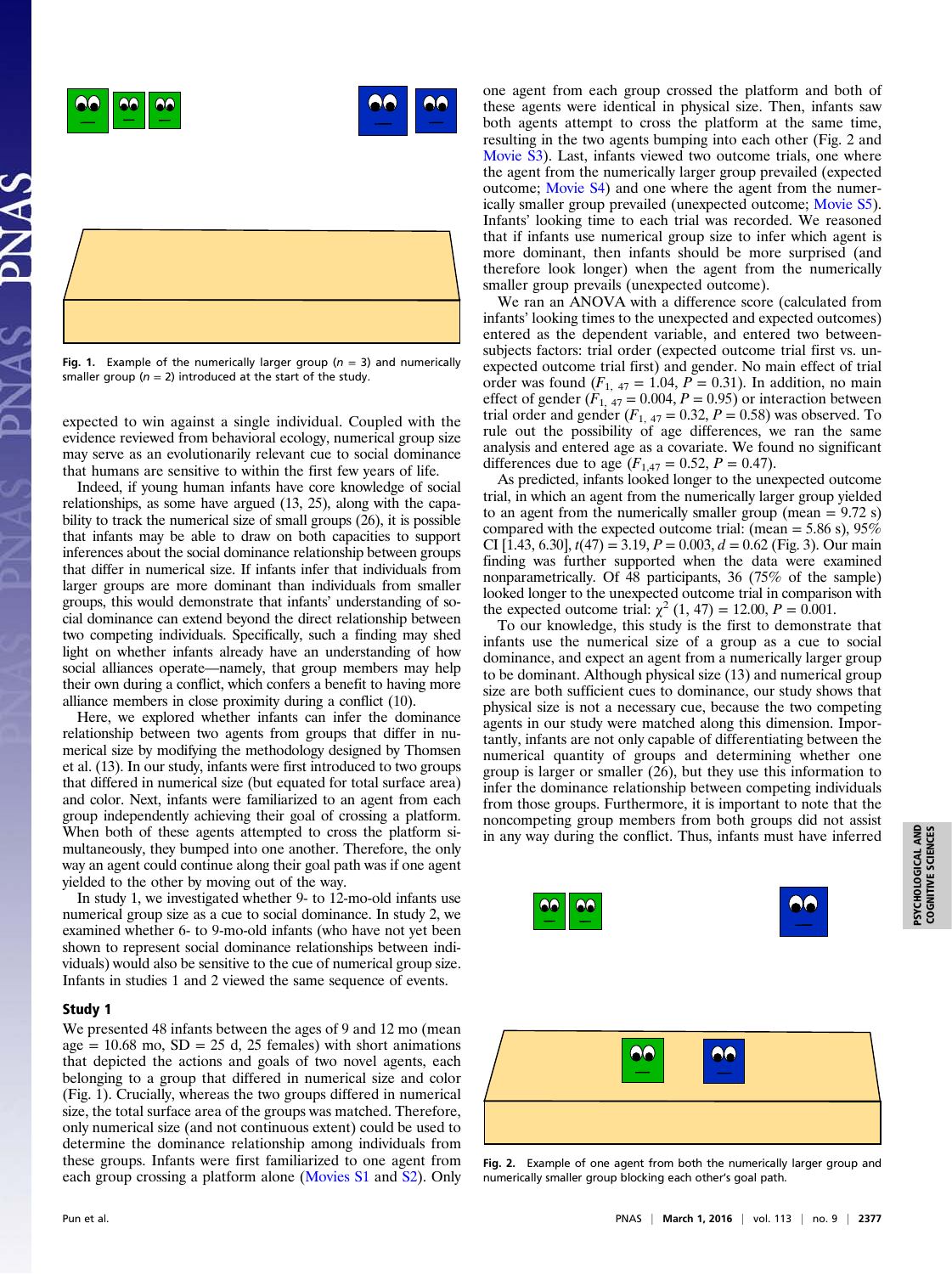Fig. 1. Example of the numerically larger group ($n$ = 3) and numerically smaller group ($n$ = 2) introduced at the start of the study.

expected to win against a single individual. Coupled with the evidence reviewed from behavioral ecology, numerical group size may serve as an evolutionarily relevant cue to social dominance that humans are sensitive to within the first few years of life.

Indeed, if young human infants have core knowledge of social relationships, as some have argued (13, 25), along with the capability to track the numerical size of small groups (26), it is possible that infants may be able to draw on both capacities to support inferences about the social dominance relationship between groups that differ in numerical size. If infants infer that individuals from larger groups are more dominant than individuals from smaller groups, this would demonstrate that infants' understanding of social dominance can extend beyond the direct relationship between two competing individuals. Specifically, such a finding may shed light on whether infants already have an understanding of how social alliances operate—namely, that group members may help their own during a conflict, which confers a benefit to having more alliance members in close proximity during a conflict (10).

Here, we explored whether infants can infer the dominance relationship between two agents from groups that differ in numerical size by modifying the methodology designed by Thomsen et al. (13). In our study, infants were first introduced to two groups that differed in numerical size (but equated for total surface area) and color. Next, infants were familiarized to an agent from each group independently achieving their goal of crossing a platform. When both of these agents attempted to cross the platform simultaneously, they bumped into one another. Therefore, the only way an agent could continue along their goal path was if one agent yielded to the other by moving out of the way.

In study 1, we investigated whether 9- to 12-mo-old infants use numerical group size as a cue to social dominance. In study 2, we examined whether 6- to 9-mo-old infants (who have not yet been shown to represent social dominance relationships between individuals) would also be sensitive to the cue of numerical group size. Infants in studies 1 and 2 viewed the same sequence of events.

### Study 1

We presented 48 infants between the ages of 9 and 12 mo (mean age = 10.68 mo, SD = 25 d, 25 females) with short animations that depicted the actions and goals of two novel agents, each belonging to a group that differed in numerical size and color (Fig. 1). Crucially, whereas the two groups differed in numerical size, the total surface area of the groups was matched. Therefore, only numerical size (and not continuous extent) could be used to determine the dominance relationship among individuals from these groups. Infants were first familiarized to one agent from each group crossing a platform alone (Movies S1 and S2). Only one agent from each group crossed the platform and both of these agents were identical in physical size. Then, infants saw both agents attempt to cross the platform at the same time, resulting in the two agents bumping into each other (Fig. 2 and Movie S3). Last, infants viewed two outcome trials, one where the agent from the numerically larger group prevailed (expected outcome; Movie S4) and one where the agent from the numerically smaller group prevailed (unexpected outcome; Movie S5). Infants' looking time to each trial was recorded. We reasoned that if infants use numerical group size to infer which agent is more dominant, then infants should be more surprised (and therefore look longer) when the agent from the numerically smaller group prevails (unexpected outcome).

We ran an ANOVA with a difference score (calculated from infants' looking times to the unexpected and expected outcomes) entered as the dependent variable, and entered two between-subjects factors: trial order (expected outcome trial first vs. unexpected outcome trial first) and gender. No main effect of trial order was found ($F_{1,\ 47}$ = 1.04, $P$ = 0.31). In addition, no main effect of gender ($F_{1,\ 47}$ = 0.004, $P$ = 0.95) or interaction between trial order and gender ($F_{1,\ 47}$ = 0.32, $P$ = 0.58) was observed. To rule out the possibility of age differences, we ran the same analysis and entered age as a covariate. We found no significant differences due to age ($F_{1,47}$ = 0.52, $P$ = 0.47).

As predicted, infants looked longer to the unexpected outcome trial, in which an agent from the numerically larger group yielded to an agent from the numerically smaller group (mean = 9.72 s) compared with the expected outcome trial: (mean = 5.86 s), 95% CI [1.43, 6.30], $t(47)$ = 3.19, $P$ = 0.003, $d$ = 0.62 (Fig. 3). Our main finding was further supported when the data were examined nonparametrically. Of 48 participants, 36 (75% of the sample) looked longer to the unexpected outcome trial in comparison with the expected outcome trial: $\chi^2$ (1, 47) = 12.00, $P$ = 0.001.

To our knowledge, this study is the first to demonstrate that infants use the numerical size of a group as a cue to social dominance, and expect an agent from a numerically larger group to be dominant. Although physical size (13) and numerical group size are both sufficient cues to dominance, our study shows that physical size is not a necessary cue, because the two competing agents in our study were matched along this dimension. Importantly, infants are not only capable of differentiating between the numerical quantity of groups and determining whether one group is larger or smaller (26), but they use this information to infer the dominance relationship between competing individuals from those groups. Furthermore, it is important to note that the noncompeting group members from both groups did not assist in any way during the conflict. Thus, infants must have inferred

Fig. 2. Example of one agent from both the numerically larger group and numerically smaller group blocking each other's goal path.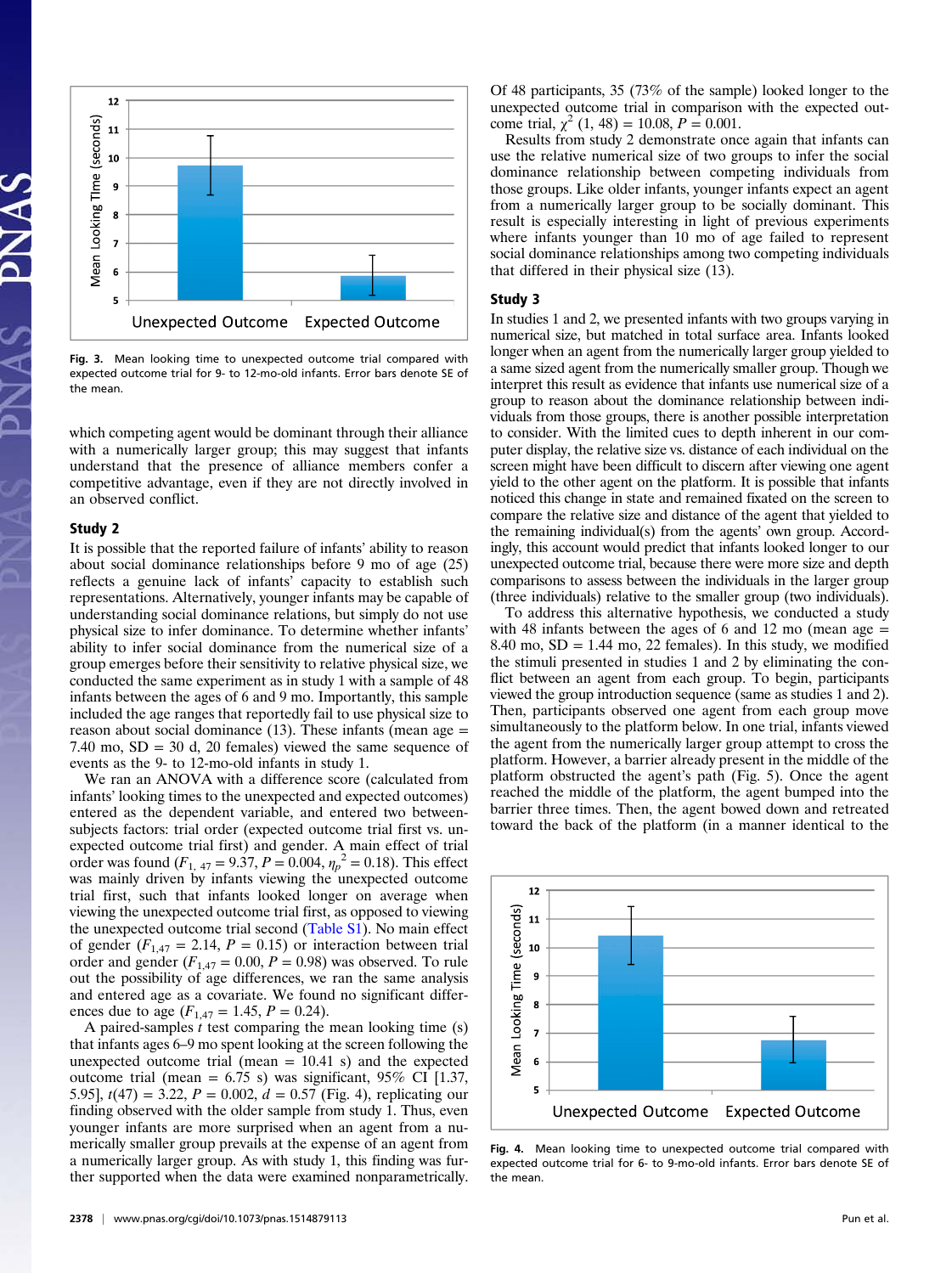Fig. 3. Mean looking time to unexpected outcome trial compared with expected outcome trial for 9- to 12-mo-old infants. Error bars denote SE of the mean.

which competing agent would be dominant through their alliance with a numerically larger group; this may suggest that infants understand that the presence of alliance members confer a competitive advantage, even if they are not directly involved in an observed conflict.

## Study 2

It is possible that the reported failure of infants' ability to reason about social dominance relationships before 9 mo of age (25) reflects a genuine lack of infants' capacity to establish such representations. Alternatively, younger infants may be capable of understanding social dominance relations, but simply do not use physical size to infer dominance. To determine whether infants' ability to infer social dominance from the numerical size of a group emerges before their sensitivity to relative physical size, we conducted the same experiment as in study 1 with a sample of 48 infants between the ages of 6 and 9 mo. Importantly, this sample included the age ranges that reportedly fail to use physical size to reason about social dominance (13). These infants (mean age = 7.40 mo, SD = 30 d, 20 females) viewed the same sequence of events as the 9- to 12-mo-old infants in study 1.

We ran an ANOVA with a difference score (calculated from infants' looking times to the unexpected and expected outcomes) entered as the dependent variable, and entered two between-subjects factors: trial order (expected outcome trial first vs. unexpected outcome trial first) and gender. A main effect of trial order was found ($F_{1,47} = 9.37$, $P = 0.004$, $\eta_p^2 = 0.18$). This effect was mainly driven by infants viewing the unexpected outcome trial first, such that infants looked longer on average when viewing the unexpected outcome trial first, as opposed to viewing the unexpected outcome trial second (Table S1). No main effect of gender ($F_{1,47} = 2.14$, $P = 0.15$) or interaction between trial order and gender ($F_{1,47} = 0.00$, $P = 0.98$) was observed. To rule out the possibility of age differences, we ran the same analysis and entered age as a covariate. We found no significant differences due to age ($F_{1,47} = 1.45$, $P = 0.24$).

A paired-samples $t$ test comparing the mean looking time (s) that infants ages 6–9 mo spent looking at the screen following the unexpected outcome trial (mean = 10.41 s) and the expected outcome trial (mean = 6.75 s) was significant, 95% CI [1.37, 5.95], $t(47) = 3.22$, $P = 0.002$, $d = 0.57$ (Fig. 4), replicating our finding observed with the older sample from study 1. Thus, even younger infants are more surprised when an agent from a numerically smaller group prevails at the expense of an agent from a numerically larger group. As with study 1, this finding was further supported when the data were examined nonparametrically. Of 48 participants, 35 (73% of the sample) looked longer to the unexpected outcome trial in comparison with the expected outcome trial, $\chi^2(1, 48) = 10.08$, $P = 0.001$.

Results from study 2 demonstrate once again that infants can use the relative numerical size of two groups to infer the social dominance relationship between competing individuals from those groups. Like older infants, younger infants expect an agent from a numerically larger group to be socially dominant. This result is especially interesting in light of previous experiments where infants younger than 10 mo of age failed to represent social dominance relationships among two competing individuals that differed in their physical size (13).

## Study 3

In studies 1 and 2, we presented infants with two groups varying in numerical size, but matched in total surface area. Infants looked longer when an agent from the numerically larger group yielded to a same sized agent from the numerically smaller group. Though we interpret this result as evidence that infants use numerical size of a group to reason about the dominance relationship between individuals from those groups, there is another possible interpretation to consider. With the limited cues to depth inherent in our computer display, the relative size vs. distance of each individual on the screen might have been difficult to discern after viewing one agent yield to the other agent on the platform. It is possible that infants noticed this change in state and remained fixated on the screen to compare the relative size and distance of the agent that yielded to the remaining individual(s) from the agents' own group. Accordingly, this account would predict that infants looked longer to our unexpected outcome trial, because there were more size and depth comparisons to assess between the individuals in the larger group (three individuals) relative to the smaller group (two individuals).

To address this alternative hypothesis, we conducted a study with 48 infants between the ages of 6 and 12 mo (mean age = 8.40 mo, SD = 1.44 mo, 22 females). In this study, we modified the stimuli presented in studies 1 and 2 by eliminating the conflict between an agent from each group. To begin, participants viewed the group introduction sequence (same as studies 1 and 2). Then, participants observed one agent from each group move simultaneously to the platform below. In one trial, infants viewed the agent from the numerically larger group attempt to cross the platform. However, a barrier already present in the middle of the platform obstructed the agent's path (Fig. 5). Once the agent reached the middle of the platform, the agent bumped into the barrier three times. Then, the agent bowed down and retreated toward the back of the platform (in a manner identical to the

Fig. 4. Mean looking time to unexpected outcome trial compared with expected outcome trial for 6- to 9-mo-old infants. Error bars denote SE of the mean.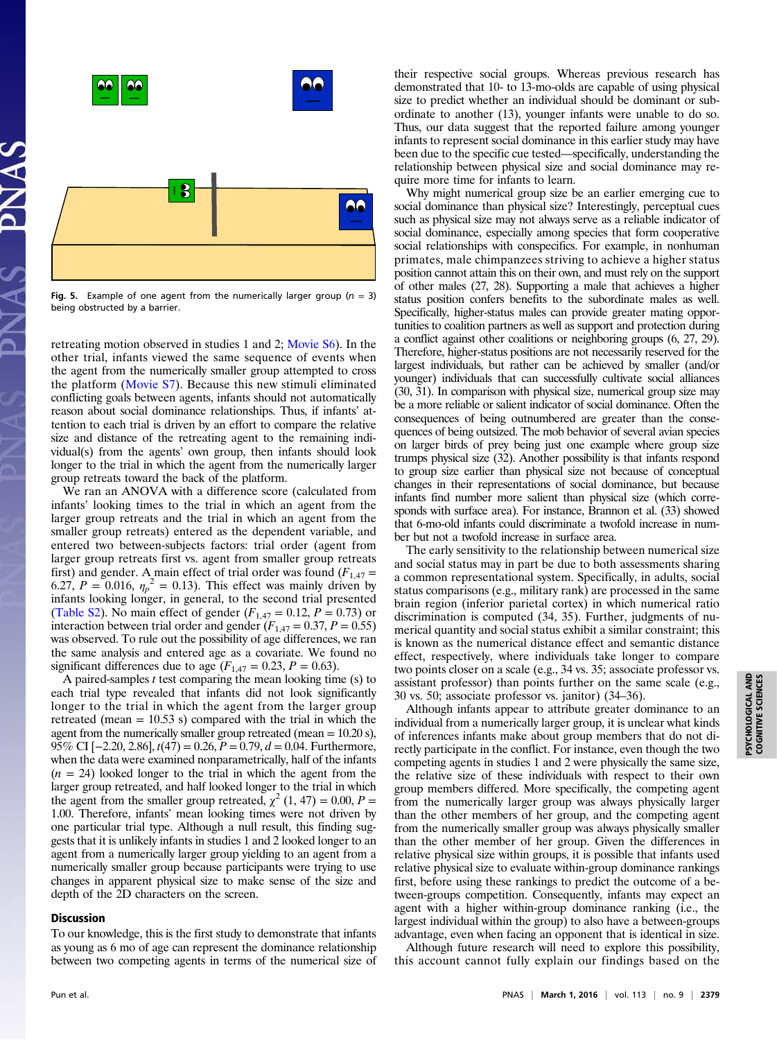Fig. 5. Example of one agent from the numerically larger group ($n$ = 3) being obstructed by a barrier.

retreating motion observed in studies 1 and 2; Movie S6). In the other trial, infants viewed the same sequence of events when the agent from the numerically smaller group attempted to cross the platform (Movie S7). Because this new stimuli eliminated conflicting goals between agents, infants should not automatically reason about social dominance relationships. Thus, if infants' attention to each trial is driven by an effort to compare the relative size and distance of the retreating agent to the remaining individual(s) from the agents' own group, then infants should look longer to the trial in which the agent from the numerically larger group retreats toward the back of the platform.

We ran an ANOVA with a difference score (calculated from infants' looking times to the trial in which an agent from the larger group retreats and the trial in which an agent from the smaller group retreats) entered as the dependent variable, and entered two between-subjects factors: trial order (agent from larger group retreats first vs. agent from smaller group retreats first) and gender. A main effect of trial order was found ($F_{1,47}$ = 6.27, $P$ = 0.016, $\eta_p^2$ = 0.13). This effect was mainly driven by infants looking longer, in general, to the second trial presented (Table S2). No main effect of gender ($F_{1,47}$ = 0.12, $P$ = 0.73) or interaction between trial order and gender ($F_{1,47}$ = 0.37, $P$ = 0.55) was observed. To rule out the possibility of age differences, we ran the same analysis and entered age as a covariate. We found no significant differences due to age ($F_{1,47}$ = 0.23, $P$ = 0.63).

A paired-samples $t$ test comparing the mean looking time (s) to each trial type revealed that infants did not look significantly longer to the trial in which the agent from the larger group retreated (mean = 10.53 s) compared with the trial in which the agent from the numerically smaller group retreated (mean = 10.20 s), 95% CI [−2.20, 2.86], $t(47)$ = 0.26, $P$ = 0.79, $d$ = 0.04. Furthermore, when the data were examined nonparametrically, half of the infants ($n$ = 24) looked longer to the trial in which the agent from the larger group retreated, and half looked longer to the trial in which the agent from the smaller group retreated, $\chi^2$ (1, 47) = 0.00, $P$ = 1.00. Therefore, infants' mean looking times were not driven by one particular trial type. Although a null result, this finding suggests that it is unlikely infants in studies 1 and 2 looked longer to an agent from a numerically larger group yielding to an agent from a numerically smaller group because participants were trying to use changes in apparent physical size to make sense of the size and depth of the 2D characters on the screen.

## Discussion

To our knowledge, this is the first study to demonstrate that infants as young as 6 mo of age can represent the dominance relationship between two competing agents in terms of the numerical size of their respective social groups. Whereas previous research has demonstrated that 10- to 13-mo-olds are capable of using physical size to predict whether an individual should be dominant or subordinate to another (13), younger infants were unable to do so. Thus, our data suggest that the reported failure among younger infants to represent social dominance in this earlier study may have been due to the specific cue tested—specifically, understanding the relationship between physical size and social dominance may require more time for infants to learn.

Why might numerical group size be an earlier emerging cue to social dominance than physical size? Interestingly, perceptual cues such as physical size may not always serve as a reliable indicator of social dominance, especially among species that form cooperative social relationships with conspecifics. For example, in nonhuman primates, male chimpanzees striving to achieve a higher status position cannot attain this on their own, and must rely on the support of other males (27, 28). Supporting a male that achieves a higher status position confers benefits to the subordinate males as well. Specifically, higher-status males can provide greater mating opportunities to coalition partners as well as support and protection during a conflict against other coalitions or neighboring groups (6, 27, 29). Therefore, higher-status positions are not necessarily reserved for the largest individuals, but rather can be achieved by smaller (and/or younger) individuals that can successfully cultivate social alliances (30, 31). In comparison with physical size, numerical group size may be a more reliable or salient indicator of social dominance. Often the consequences of being outnumbered are greater than the consequences of being outsized. The mob behavior of several avian species on larger birds of prey being just one example where group size trumps physical size (32). Another possibility is that infants respond to group size earlier than physical size not because of conceptual changes in their representations of social dominance, but because infants find number more salient than physical size (which corresponds with surface area). For instance, Brannon et al. (33) showed that 6-mo-old infants could discriminate a twofold increase in number but not a twofold increase in surface area.

The early sensitivity to the relationship between numerical size and social status may in part be due to both assessments sharing a common representational system. Specifically, in adults, social status comparisons (e.g., military rank) are processed in the same brain region (inferior parietal cortex) in which numerical ratio discrimination is computed (34, 35). Further, judgments of numerical quantity and social status exhibit a similar constraint; this is known as the numerical distance effect and semantic distance effect, respectively, where individuals take longer to compare two points closer on a scale (e.g., 34 vs. 35; associate professor vs. assistant professor) than points further on the same scale (e.g., 30 vs. 50; associate professor vs. janitor) (34–36).

Although infants appear to attribute greater dominance to an individual from a numerically larger group, it is unclear what kinds of inferences infants make about group members that do not directly participate in the conflict. For instance, even though the two competing agents in studies 1 and 2 were physically the same size, the relative size of these individuals with respect to their own group members differed. More specifically, the competing agent from the numerically larger group was always physically larger than the other members of her group, and the competing agent from the numerically smaller group was always physically smaller than the other member of her group. Given the differences in relative physical size within groups, it is possible that infants used relative physical size to evaluate within-group dominance rankings first, before using these rankings to predict the outcome of a between-groups competition. Consequently, infants may expect an agent with a higher within-group dominance ranking (i.e., the largest individual within the group) to also have a between-groups advantage, even when facing an opponent that is identical in size.

Although future research will need to explore this possibility, this account cannot fully explain our findings based on the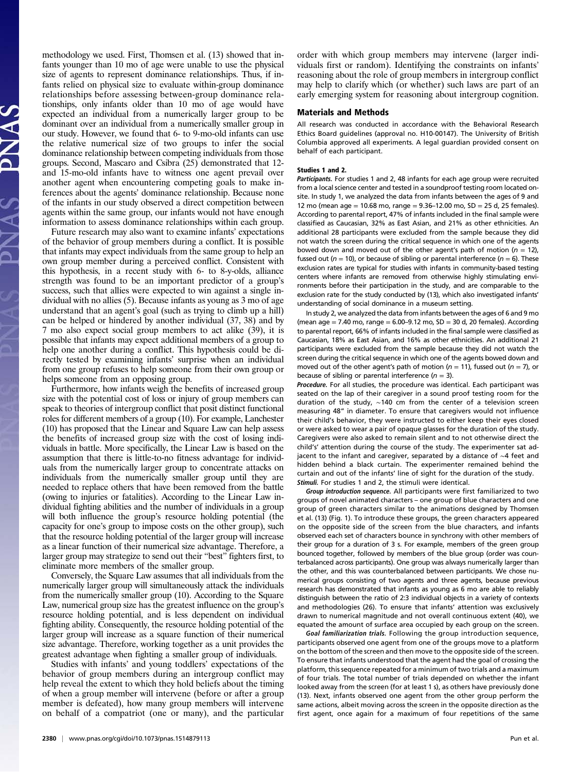methodology we used. First, Thomsen et al. (13) showed that infants younger than 10 mo of age were unable to use the physical size of agents to represent dominance relationships. Thus, if infants relied on physical size to evaluate within-group dominance relationships before assessing between-group dominance relationships, only infants older than 10 mo of age would have expected an individual from a numerically larger group to be dominant over an individual from a numerically smaller group in our study. However, we found that 6- to 9-mo-old infants can use the relative numerical size of two groups to infer the social dominance relationship between competing individuals from those groups. Second, Mascaro and Csibra (25) demonstrated that 12- and 15-mo-old infants have to witness one agent prevail over another agent when encountering competing goals to make inferences about the agents' dominance relationship. Because none of the infants in our study observed a direct competition between agents within the same group, our infants would not have enough information to assess dominance relationships within each group.

Future research may also want to examine infants' expectations of the behavior of group members during a conflict. It is possible that infants may expect individuals from the same group to help an own group member during a perceived conflict. Consistent with this hypothesis, in a recent study with 6- to 8-y-olds, alliance strength was found to be an important predictor of a group's success, such that allies were expected to win against a single individual with no allies (5). Because infants as young as 3 mo of age understand that an agent's goal (such as trying to climb up a hill) can be helped or hindered by another individual (37, 38) and by 7 mo also expect social group members to act alike (39), it is possible that infants may expect additional members of a group to help one another during a conflict. This hypothesis could be directly tested by examining infants' surprise when an individual from one group refuses to help someone from their own group or helps someone from an opposing group.

Furthermore, how infants weigh the benefits of increased group size with the potential cost of loss or injury of group members can speak to theories of intergroup conflict that posit distinct functional roles for different members of a group (10). For example, Lanchester (10) has proposed that the Linear and Square Law can help assess the benefits of increased group size with the cost of losing individuals in battle. More specifically, the Linear Law is based on the assumption that there is little-to-no fitness advantage for individuals from the numerically larger group to concentrate attacks on individuals from the numerically smaller group until they are needed to replace others that have been removed from the battle (owing to injuries or fatalities). According to the Linear Law individual fighting abilities and the number of individuals in a group will both influence the group's resource holding potential (the capacity for one's group to impose costs on the other group), such that the resource holding potential of the larger group will increase as a linear function of their numerical size advantage. Therefore, a larger group may strategize to send out their "best" fighters first, to eliminate more members of the smaller group.

Conversely, the Square Law assumes that all individuals from the numerically larger group will simultaneously attack the individuals from the numerically smaller group (10). According to the Square Law, numerical group size has the greatest influence on the group's resource holding potential, and is less dependent on individual fighting ability. Consequently, the resource holding potential of the larger group will increase as a square function of their numerical size advantage. Therefore, working together as a unit provides the greatest advantage when fighting a smaller group of individuals.

Studies with infants' and young toddlers' expectations of the behavior of group members during an intergroup conflict may help reveal the extent to which they hold beliefs about the timing of when a group member will intervene (before or after a group member is defeated), how many group members will intervene on behalf of a compatriot (one or many), and the particular order with which group members may intervene (larger individuals first or random). Identifying the constraints on infants' reasoning about the role of group members in intergroup conflict may help to clarify which (or whether) such laws are part of an early emerging system for reasoning about intergroup cognition.

## Materials and Methods

All research was conducted in accordance with the Behavioral Research Ethics Board guidelines (approval no. H10-00147). The University of British Columbia approved all experiments. A legal guardian provided consent on behalf of each participant.

### Studies 1 and 2.

***Participants.*** For studies 1 and 2, 48 infants for each age group were recruited from a local science center and tested in a soundproof testing room located on-site. In study 1, we analyzed the data from infants between the ages of 9 and 12 mo (mean age = 10.68 mo, range = 9.36–12.00 mo, SD = 25 d, 25 females). According to parental report, 47% of infants included in the final sample were classified as Caucasian, 32% as East Asian, and 21% as other ethnicities. An additional 28 participants were excluded from the sample because they did not watch the screen during the critical sequence in which one of the agents bowed down and moved out of the other agent's path of motion ($n = 12$), fussed out ($n = 10$), or because of sibling or parental interference ($n = 6$). These exclusion rates are typical for studies with infants in community-based testing centers where infants are removed from otherwise highly stimulating environments before their participation in the study, and are comparable to the exclusion rate for the study conducted by (13), which also investigated infants' understanding of social dominance in a museum setting.

In study 2, we analyzed the data from infants between the ages of 6 and 9 mo (mean age = 7.40 mo, range = 6.00–9.12 mo, SD = 30 d, 20 females). According to parental report, 66% of infants included in the final sample were classified as Caucasian, 18% as East Asian, and 16% as other ethnicities. An additional 21 participants were excluded from the sample because they did not watch the screen during the critical sequence in which one of the agents bowed down and moved out of the other agent's path of motion ($n = 11$), fussed out ($n = 7$), or because of sibling or parental interference ($n = 3$).

***Procedure.*** For all studies, the procedure was identical. Each participant was seated on the lap of their caregiver in a sound proof testing room for the duration of the study, ∼140 cm from the center of a television screen measuring 48" in diameter. To ensure that caregivers would not influence their child's behavior, they were instructed to either keep their eyes closed or were asked to wear a pair of opaque glasses for the duration of the study. Caregivers were also asked to remain silent and to not otherwise direct the child's' attention during the course of the study. The experimenter sat adjacent to the infant and caregiver, separated by a distance of ∼4 feet and hidden behind a black curtain. The experimenter remained behind the curtain and out of the infants' line of sight for the duration of the study.

***Stimuli.*** For studies 1 and 2, the stimuli were identical.

***Group introduction sequence.*** All participants were first familiarized to two groups of novel animated characters – one group of blue characters and one group of green characters similar to the animations designed by Thomsen et al. (13) (Fig. 1). To introduce these groups, the green characters appeared on the opposite side of the screen from the blue characters, and infants observed each set of characters bounce in synchrony with other members of their group for a duration of 3 s. For example, members of the green group bounced together, followed by members of the blue group (order was counterbalanced across participants). One group was always numerically larger than the other, and this was counterbalanced between participants. We chose numerical groups consisting of two agents and three agents, because previous research has demonstrated that infants as young as 6 mo are able to reliably distinguish between the ratio of 2:3 individual objects in a variety of contexts and methodologies (26). To ensure that infants' attention was exclusively drawn to numerical magnitude and not overall continuous extent (40), we equated the amount of surface area occupied by each group on the screen.

***Goal familiarization trials.*** Following the group introduction sequence, participants observed one agent from one of the groups move to a platform on the bottom of the screen and then move to the opposite side of the screen. To ensure that infants understood that the agent had the goal of crossing the platform, this sequence repeated for a minimum of two trials and a maximum of four trials. The total number of trials depended on whether the infant looked away from the screen (for at least 1 s), as others have previously done (13). Next, infants observed one agent from the other group perform the same actions, albeit moving across the screen in the opposite direction as the first agent, once again for a maximum of four repetitions of the same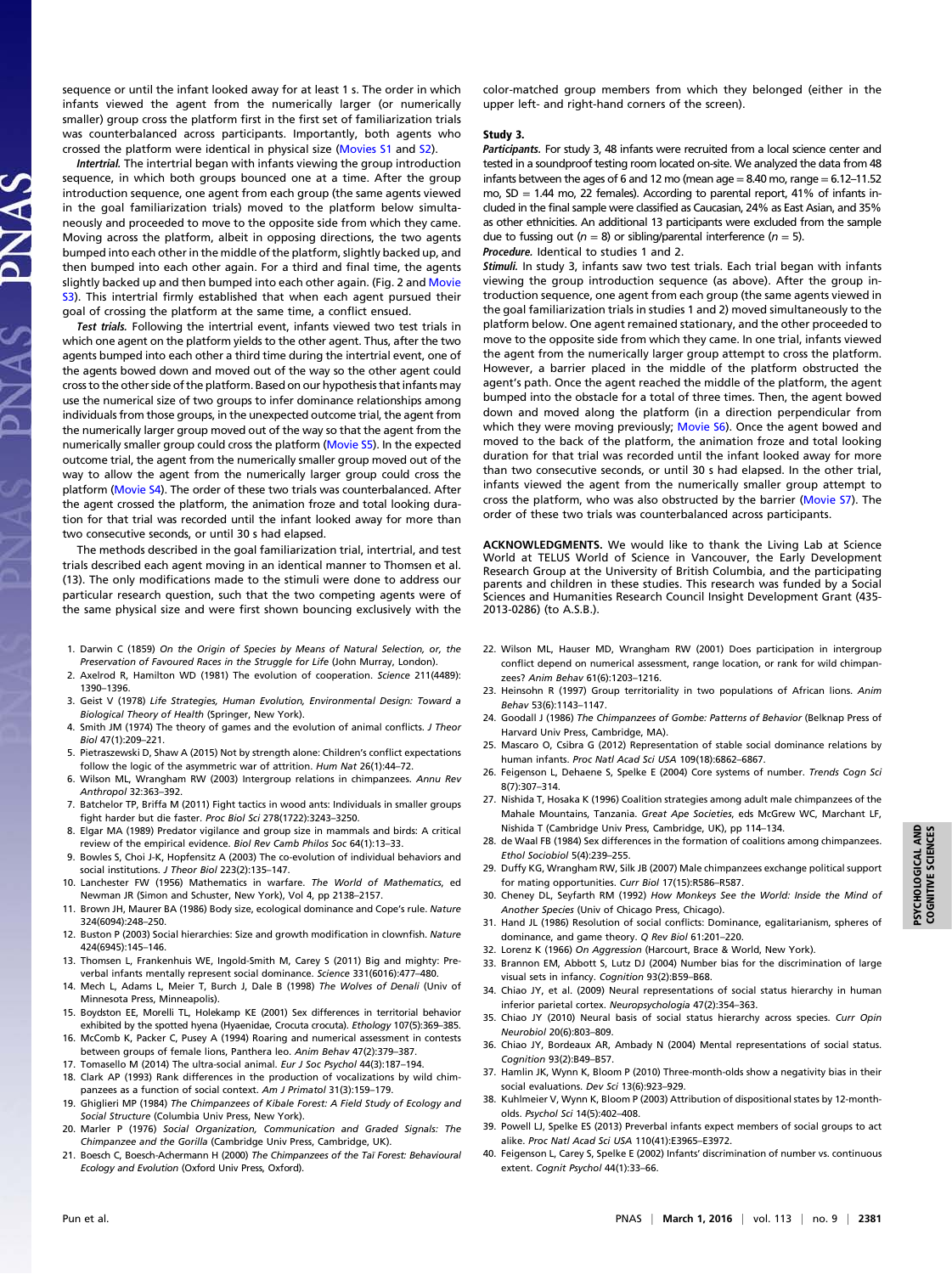sequence or until the infant looked away for at least 1 s. The order in which infants viewed the agent from the numerically larger (or numerically smaller) group cross the platform first in the first set of familiarization trials was counterbalanced across participants. Importantly, both agents who crossed the platform were identical in physical size (Movies S1 and S2).

*Intertrial.* The intertrial began with infants viewing the group introduction sequence, in which both groups bounced one at a time. After the group introduction sequence, one agent from each group (the same agents viewed in the goal familiarization trials) moved to the platform below simultaneously and proceeded to move to the opposite side from which they came. Moving across the platform, albeit in opposing directions, the two agents bumped into each other in the middle of the platform, slightly backed up, and then bumped into each other again. For a third and final time, the agents slightly backed up and then bumped into each other again. (Fig. 2 and Movie S3). This intertrial firmly established that when each agent pursued their goal of crossing the platform at the same time, a conflict ensued.

*Test trials.* Following the intertrial event, infants viewed two test trials in which one agent on the platform yields to the other agent. Thus, after the two agents bumped into each other a third time during the intertrial event, one of the agents bowed down and moved out of the way so the other agent could cross to the other side of the platform. Based on our hypothesis that infants may use the numerical size of two groups to infer dominance relationships among individuals from those groups, in the unexpected outcome trial, the agent from the numerically larger group moved out of the way so that the agent from the numerically smaller group could cross the platform (Movie S5). In the expected outcome trial, the agent from the numerically smaller group moved out of the way to allow the agent from the numerically larger group could cross the platform (Movie S4). The order of these two trials was counterbalanced. After the agent crossed the platform, the animation froze and total looking duration for that trial was recorded until the infant looked away for more than two consecutive seconds, or until 30 s had elapsed.

The methods described in the goal familiarization trial, intertrial, and test trials described each agent moving in an identical manner to Thomsen et al. (13). The only modifications made to the stimuli were done to address our particular research question, such that the two competing agents were of the same physical size and were first shown bouncing exclusively with the color-matched group members from which they belonged (either in the upper left- and right-hand corners of the screen).

### Study 3.

*Participants.* For study 3, 48 infants were recruited from a local science center and tested in a soundproof testing room located on-site. We analyzed the data from 48 infants between the ages of 6 and 12 mo (mean age = 8.40 mo, range = 6.12–11.52 mo, SD = 1.44 mo, 22 females). According to parental report, 41% of infants included in the final sample were classified as Caucasian, 24% as East Asian, and 35% as other ethnicities. An additional 13 participants were excluded from the sample due to fussing out ($n$ = 8) or sibling/parental interference ($n$ = 5).

*Procedure.* Identical to studies 1 and 2.

*Stimuli.* In study 3, infants saw two test trials. Each trial began with infants viewing the group introduction sequence (as above). After the group introduction sequence, one agent from each group (the same agents viewed in the goal familiarization trials in studies 1 and 2) moved simultaneously to the platform below. One agent remained stationary, and the other proceeded to move to the opposite side from which they came. In one trial, infants viewed the agent from the numerically larger group attempt to cross the platform. However, a barrier placed in the middle of the platform obstructed the agent's path. Once the agent reached the middle of the platform, the agent bumped into the obstacle for a total of three times. Then, the agent bowed down and moved along the platform (in a direction perpendicular from which they were moving previously; Movie S6). Once the agent bowed and moved to the back of the platform, the animation froze and total looking duration for that trial was recorded until the infant looked away for more than two consecutive seconds, or until 30 s had elapsed. In the other trial, infants viewed the agent from the numerically smaller group attempt to cross the platform, who was also obstructed by the barrier (Movie S7). The order of these two trials was counterbalanced across participants.

**ACKNOWLEDGMENTS.** We would like to thank the Living Lab at Science World at TELUS World of Science in Vancouver, the Early Development Research Group at the University of British Columbia, and the participating parents and children in these studies. This research was funded by a Social Sciences and Humanities Research Council Insight Development Grant (435-2013-0286) (to A.S.B.).

1. Darwin C (1859) *On the Origin of Species by Means of Natural Selection, or, the Preservation of Favoured Races in the Struggle for Life* (John Murray, London).
2. Axelrod R, Hamilton WD (1981) The evolution of cooperation. *Science* 211(4489): 1390–1396.
3. Geist V (1978) *Life Strategies, Human Evolution, Environmental Design: Toward a Biological Theory of Health* (Springer, New York).
4. Smith JM (1974) The theory of games and the evolution of animal conflicts. *J Theor Biol* 47(1):209–221.
5. Pietraszewski D, Shaw A (2015) Not by strength alone: Children's conflict expectations follow the logic of the asymmetric war of attrition. *Hum Nat* 26(1):44–72.
6. Wilson ML, Wrangham RW (2003) Intergroup relations in chimpanzees. *Annu Rev Anthropol* 32:363–392.
7. Batchelor TP, Briffa M (2011) Fight tactics in wood ants: Individuals in smaller groups fight harder but die faster. *Proc Biol Sci* 278(1722):3243–3250.
8. Elgar MA (1989) Predator vigilance and group size in mammals and birds: A critical review of the empirical evidence. *Biol Rev Camb Philos Soc* 64(1):13–33.
9. Bowles S, Choi J-K, Hopfensitz A (2003) The co-evolution of individual behaviors and social institutions. *J Theor Biol* 223(2):135–147.
10. Lanchester FW (1956) Mathematics in warfare. *The World of Mathematics*, ed Newman JR (Simon and Schuster, New York), Vol 4, pp 2138–2157.
11. Brown JH, Maurer BA (1986) Body size, ecological dominance and Cope's rule. *Nature* 324(6094):248–250.
12. Buston P (2003) Social hierarchies: Size and growth modification in clownfish. *Nature* 424(6945):145–146.
13. Thomsen L, Frankenhuis WE, Ingold-Smith M, Carey S (2011) Big and mighty: Preverbal infants mentally represent social dominance. *Science* 331(6016):477–480.
14. Mech L, Adams L, Meier T, Burch J, Dale B (1998) *The Wolves of Denali* (Univ of Minnesota Press, Minneapolis).
15. Boydston EE, Morelli TL, Holekamp KE (2001) Sex differences in territorial behavior exhibited by the spotted hyena (Hyaenidae, Crocuta crocuta). *Ethology* 107(5):369–385.
16. McComb K, Packer C, Pusey A (1994) Roaring and numerical assessment in contests between groups of female lions, Panthera leo. *Anim Behav* 47(2):379–387.
17. Tomasello M (2014) The ultra-social animal. *Eur J Soc Psychol* 44(3):187–194.
18. Clark AP (1993) Rank differences in the production of vocalizations by wild chimpanzees as a function of social context. *Am J Primatol* 31(3):159–179.
19. Ghiglieri MP (1984) *The Chimpanzees of Kibale Forest: A Field Study of Ecology and Social Structure* (Columbia Univ Press, New York).
20. Marler P (1976) *Social Organization, Communication and Graded Signals: The Chimpanzee and the Gorilla* (Cambridge Univ Press, Cambridge, UK).
21. Boesch C, Boesch-Achermann H (2000) *The Chimpanzees of the Taï Forest: Behavioural Ecology and Evolution* (Oxford Univ Press, Oxford).
22. Wilson ML, Hauser MD, Wrangham RW (2001) Does participation in intergroup conflict depend on numerical assessment, range location, or rank for wild chimpanzees? *Anim Behav* 61(6):1203–1216.
23. Heinsohn R (1997) Group territoriality in two populations of African lions. *Anim Behav* 53(6):1143–1147.
24. Goodall J (1986) *The Chimpanzees of Gombe: Patterns of Behavior* (Belknap Press of Harvard Univ Press, Cambridge, MA).
25. Mascaro O, Csibra G (2012) Representation of stable social dominance relations by human infants. *Proc Natl Acad Sci USA* 109(18):6862–6867.
26. Feigenson L, Dehaene S, Spelke E (2004) Core systems of number. *Trends Cogn Sci* 8(7):307–314.
27. Nishida T, Hosaka K (1996) Coalition strategies among adult male chimpanzees of the Mahale Mountains, Tanzania. *Great Ape Societies*, eds McGrew WC, Marchant LF, Nishida T (Cambridge Univ Press, Cambridge, UK), pp 114–134.
28. de Waal FB (1984) Sex differences in the formation of coalitions among chimpanzees. *Ethol Sociobiol* 5(4):239–255.
29. Duffy KG, Wrangham RW, Silk JB (2007) Male chimpanzees exchange political support for mating opportunities. *Curr Biol* 17(15):R586–R587.
30. Cheney DL, Seyfarth RM (1992) *How Monkeys See the World: Inside the Mind of Another Species* (Univ of Chicago Press, Chicago).
31. Hand JL (1986) Resolution of social conflicts: Dominance, egalitarianism, spheres of dominance, and game theory. *Q Rev Biol* 61:201–220.
32. Lorenz K (1966) *On Aggression* (Harcourt, Brace & World, New York).
33. Brannon EM, Abbott S, Lutz DJ (2004) Number bias for the discrimination of large visual sets in infancy. *Cognition* 93(2):B59–B68.
34. Chiao JY, et al. (2009) Neural representations of social status hierarchy in human inferior parietal cortex. *Neuropsychologia* 47(2):354–363.
35. Chiao JY (2010) Neural basis of social status hierarchy across species. *Curr Opin Neurobiol* 20(6):803–809.
36. Chiao JY, Bordeaux AR, Ambady N (2004) Mental representations of social status. *Cognition* 93(2):B49–B57.
37. Hamlin JK, Wynn K, Bloom P (2010) Three-month-olds show a negativity bias in their social evaluations. *Dev Sci* 13(6):923–929.
38. Kuhlmeier V, Wynn K, Bloom P (2003) Attribution of dispositional states by 12-month-olds. *Psychol Sci* 14(5):402–408.
39. Powell LJ, Spelke ES (2013) Preverbal infants expect members of social groups to act alike. *Proc Natl Acad Sci USA* 110(41):E3965–E3972.
40. Feigenson L, Carey S, Spelke E (2002) Infants' discrimination of number vs. continuous extent. *Cognit Psychol* 44(1):33–66.